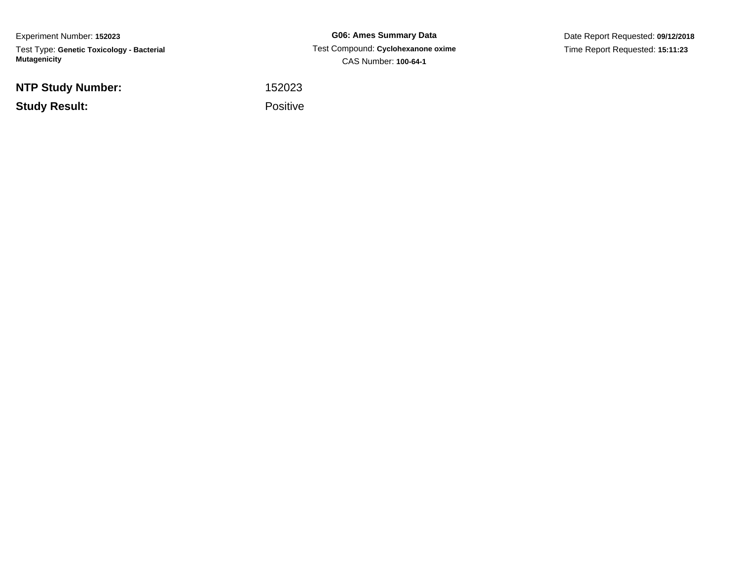Experiment Number: **152023**

Test Type: **Genetic Toxicology - Bacterial Mutagenicity**

**G06: Ames Summary Data**

Test Compound: **Cyclohexanone oxime**

CAS Number: **100-64-1**

Date Report Requested: **09/12/2018**

Time Report Requested: **15:11:23**

**NTP Study Number:** 152023

**Study Result:** Positive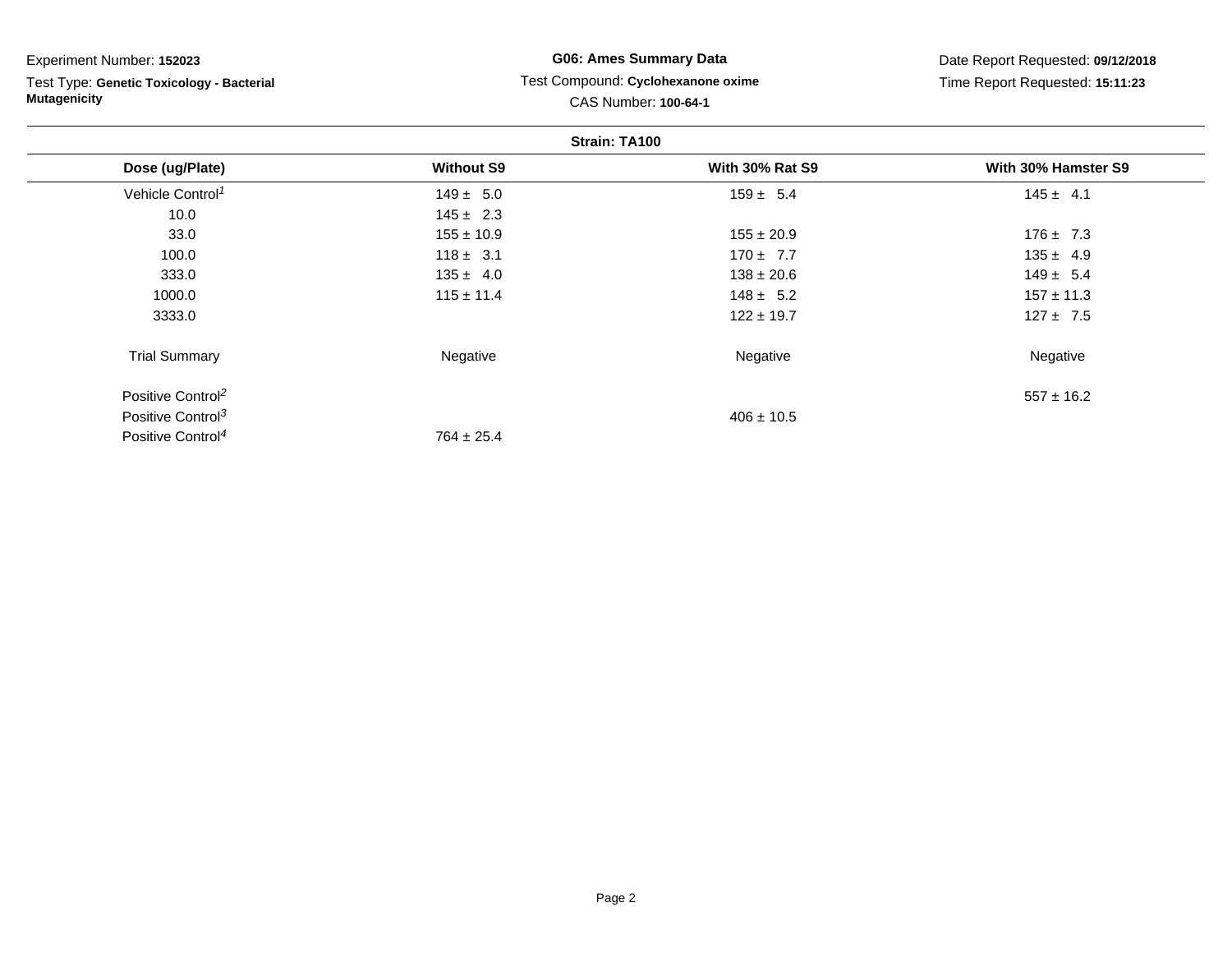Experiment Number: **152023**

Test Type: **Genetic Toxicology - Bacterial Mutagenicity**

**G06: Ames Summary Data**

Test Compound: **Cyclohexanone oxime**

CAS Number: **100-64-1**

Date Report Requested: **09/12/2018**

Time Report Requested: **15:11:23**

**Strain: TA100**

| Dose (ug/Plate) | Without S9 | With 30% Rat S9 | With 30% Hamster S9 |
|---|---|---|---|
| Vehicle Control[1] | 149 ± 5.0 | 159 ± 5.4 | 145 ± 4.1 |
| 10.0 | 145 ± 2.3 | | |
| 33.0 | 155 ± 10.9 | 155 ± 20.9 | 176 ± 7.3 |
| 100.0 | 118 ± 3.1 | 170 ± 7.7 | 135 ± 4.9 |
| 333.0 | 135 ± 4.0 | 138 ± 20.6 | 149 ± 5.4 |
| 1000.0 | 115 ± 11.4 | 148 ± 5.2 | 157 ± 11.3 |
| 3333.0 | | 122 ± 19.7 | 127 ± 7.5 |
| Trial Summary | Negative | Negative | Negative |
| Positive Control[2] | | | 557 ± 16.2 |
| Positive Control[3] | | 406 ± 10.5 | |
| Positive Control[4] | 764 ± 25.4 | | |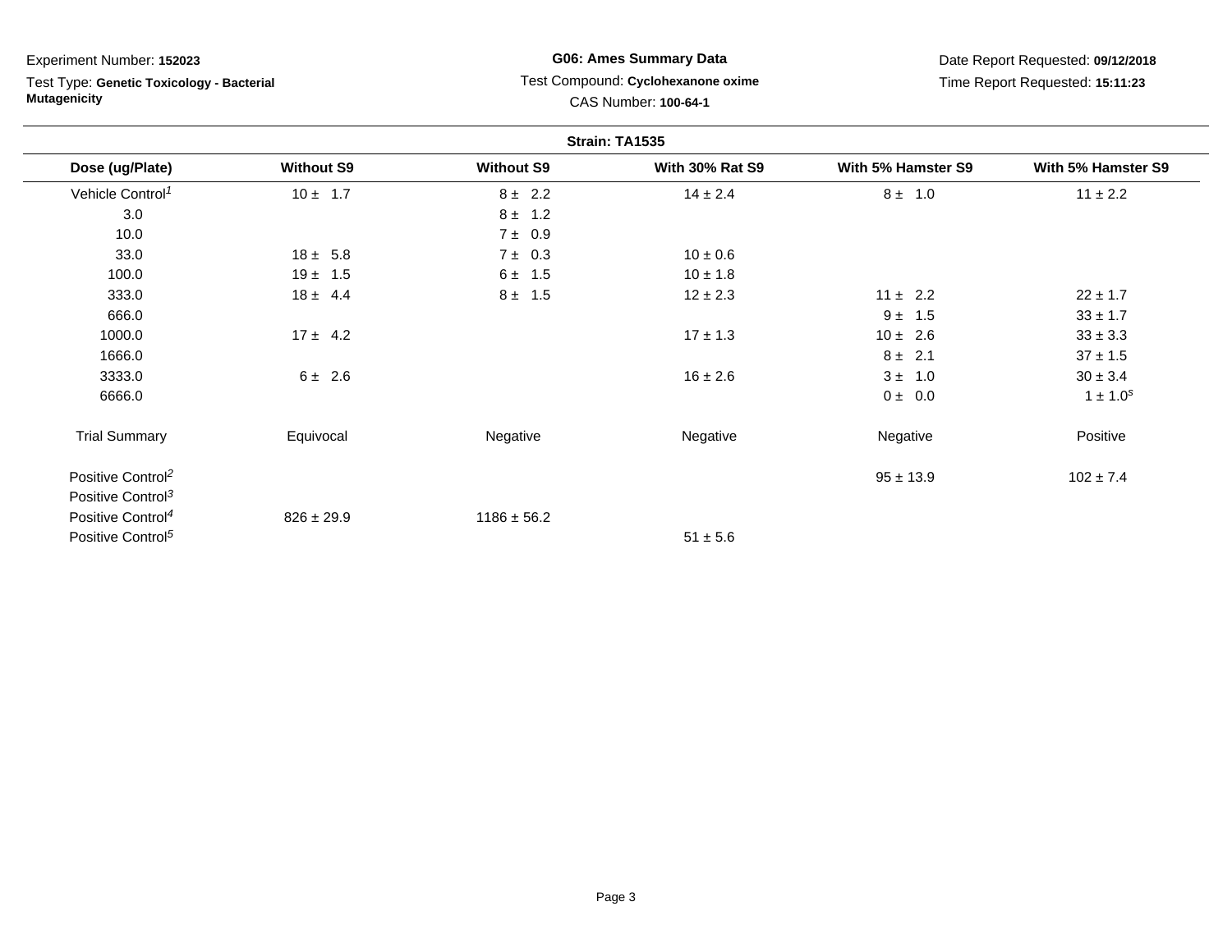Experiment Number: **152023**

Test Type: **Genetic Toxicology - Bacterial Mutagenicity**

**G06: Ames Summary Data**

Test Compound: **Cyclohexanone oxime**

CAS Number: **100-64-1**

Date Report Requested: **09/12/2018**

Time Report Requested: **15:11:23**

**Strain: TA1535**

| Dose (ug/Plate) | Without S9 | Without S9 | With 30% Rat S9 | With 5% Hamster S9 | With 5% Hamster S9 |
|---|---|---|---|---|---|
| Vehicle Control[1] | 10 ± 1.7 | 8 ± 2.2 | 14 ± 2.4 | 8 ± 1.0 | 11 ± 2.2 |
| 3.0 | | 8 ± 1.2 | | | |
| 10.0 | | 7 ± 0.9 | | | |
| 33.0 | 18 ± 5.8 | 7 ± 0.3 | 10 ± 0.6 | | |
| 100.0 | 19 ± 1.5 | 6 ± 1.5 | 10 ± 1.8 | | |
| 333.0 | 18 ± 4.4 | 8 ± 1.5 | 12 ± 2.3 | 11 ± 2.2 | 22 ± 1.7 |
| 666.0 | | | | 9 ± 1.5 | 33 ± 1.7 |
| 1000.0 | 17 ± 4.2 | | 17 ± 1.3 | 10 ± 2.6 | 33 ± 3.3 |
| 1666.0 | | | | 8 ± 2.1 | 37 ± 1.5 |
| 3333.0 | 6 ± 2.6 | | 16 ± 2.6 | 3 ± 1.0 | 30 ± 3.4 |
| 6666.0 | | | | 0 ± 0.0 | 1 ± 1.0[s] |
| Trial Summary | Equivocal | Negative | Negative | Negative | Positive |
| Positive Control[2] | | | | 95 ± 13.9 | 102 ± 7.4 |
| Positive Control[3] | | | | | |
| Positive Control[4] | 826 ± 29.9 | 1186 ± 56.2 | | | |
| Positive Control[5] | | | 51 ± 5.6 | | |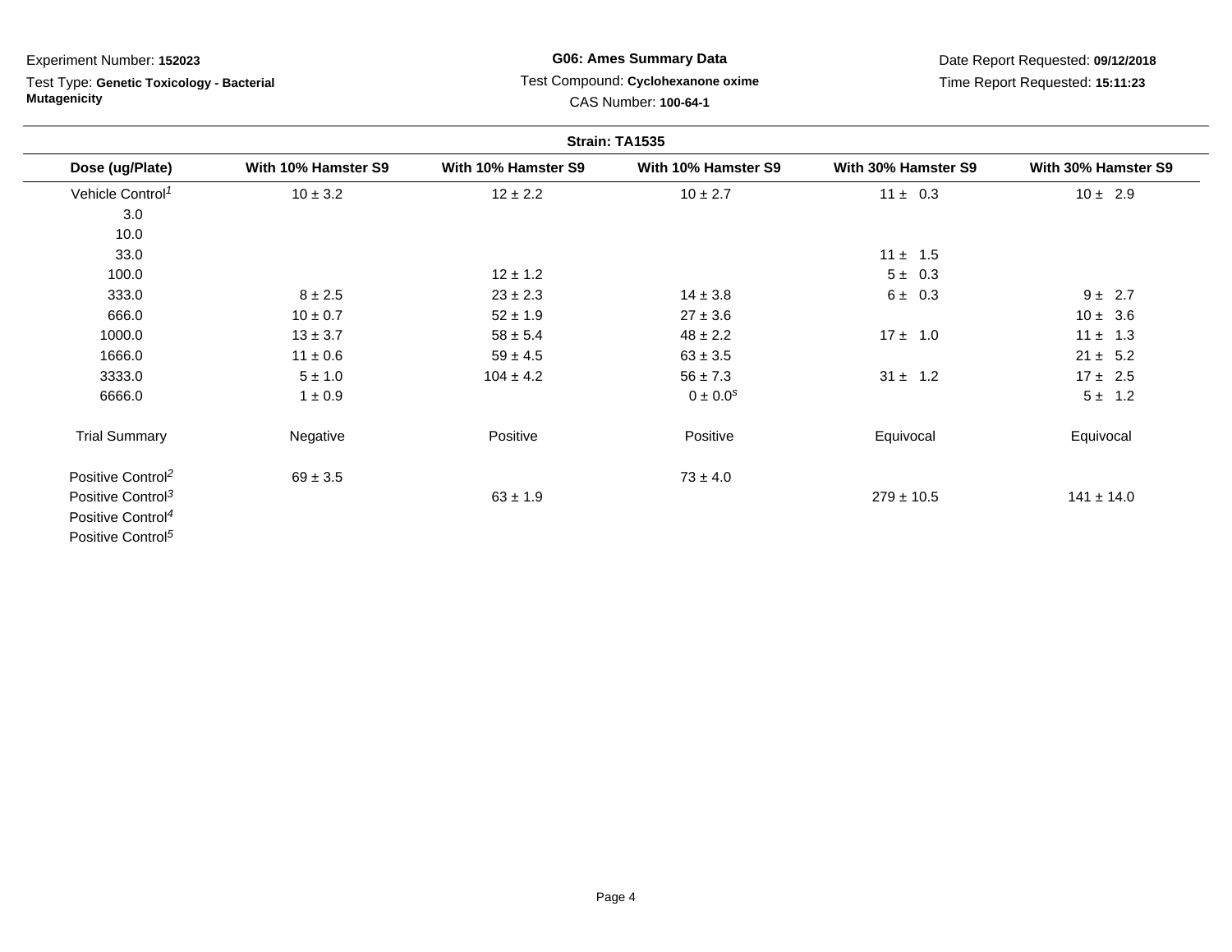Experiment Number: **152023**

Test Type: **Genetic Toxicology - Bacterial Mutagenicity**

**G06: Ames Summary Data**

Test Compound: **Cyclohexanone oxime**

CAS Number: **100-64-1**

Date Report Requested: **09/12/2018**

Time Report Requested: **15:11:23**

**Strain: TA1535**

| Dose (ug/Plate) | With 10% Hamster S9 | With 10% Hamster S9 | With 10% Hamster S9 | With 30% Hamster S9 | With 30% Hamster S9 |
|---|---|---|---|---|---|
| Vehicle Control[1] | 10 ± 3.2 | 12 ± 2.2 | 10 ± 2.7 | 11 ± 0.3 | 10 ± 2.9 |
| 3.0 | | | | | |
| 10.0 | | | | | |
| 33.0 | | | | 11 ± 1.5 | |
| 100.0 | | 12 ± 1.2 | | 5 ± 0.3 | |
| 333.0 | 8 ± 2.5 | 23 ± 2.3 | 14 ± 3.8 | 6 ± 0.3 | 9 ± 2.7 |
| 666.0 | 10 ± 0.7 | 52 ± 1.9 | 27 ± 3.6 | | 10 ± 3.6 |
| 1000.0 | 13 ± 3.7 | 58 ± 5.4 | 48 ± 2.2 | 17 ± 1.0 | 11 ± 1.3 |
| 1666.0 | 11 ± 0.6 | 59 ± 4.5 | 63 ± 3.5 | | 21 ± 5.2 |
| 3333.0 | 5 ± 1.0 | 104 ± 4.2 | 56 ± 7.3 | 31 ± 1.2 | 17 ± 2.5 |
| 6666.0 | 1 ± 0.9 | | 0 ± 0.0[s] | | 5 ± 1.2 |
| Trial Summary | Negative | Positive | Positive | Equivocal | Equivocal |
| Positive Control[2] | 69 ± 3.5 | | 73 ± 4.0 | | |
| Positive Control[3] | | 63 ± 1.9 | | 279 ± 10.5 | 141 ± 14.0 |
| Positive Control[4] | | | | | |
| Positive Control[5] | | | | | |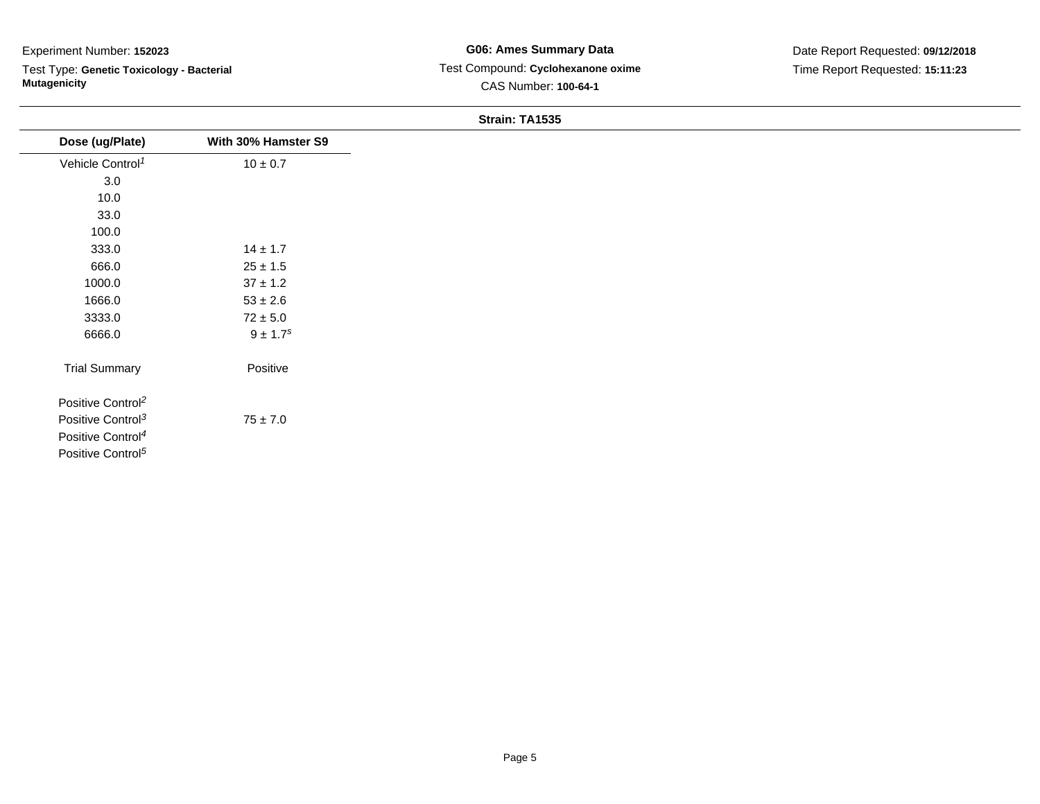Experiment Number: **152023**

Test Type: **Genetic Toxicology - Bacterial Mutagenicity**

**G06: Ames Summary Data**

Test Compound: **Cyclohexanone oxime**

CAS Number: **100-64-1**

Date Report Requested: **09/12/2018**

Time Report Requested: **15:11:23**

**Strain: TA1535**

| Dose (ug/Plate) | With 30% Hamster S9 |
|---|---|
| Vehicle Control[1] | 10 ± 0.7 |
| 3.0 | |
| 10.0 | |
| 33.0 | |
| 100.0 | |
| 333.0 | 14 ± 1.7 |
| 666.0 | 25 ± 1.5 |
| 1000.0 | 37 ± 1.2 |
| 1666.0 | 53 ± 2.6 |
| 3333.0 | 72 ± 5.0 |
| 6666.0 | 9 ± 1.7[s] |
| Trial Summary | Positive |
| Positive Control[2] | |
| Positive Control[3] | 75 ± 7.0 |
| Positive Control[4] | |
| Positive Control[5] | |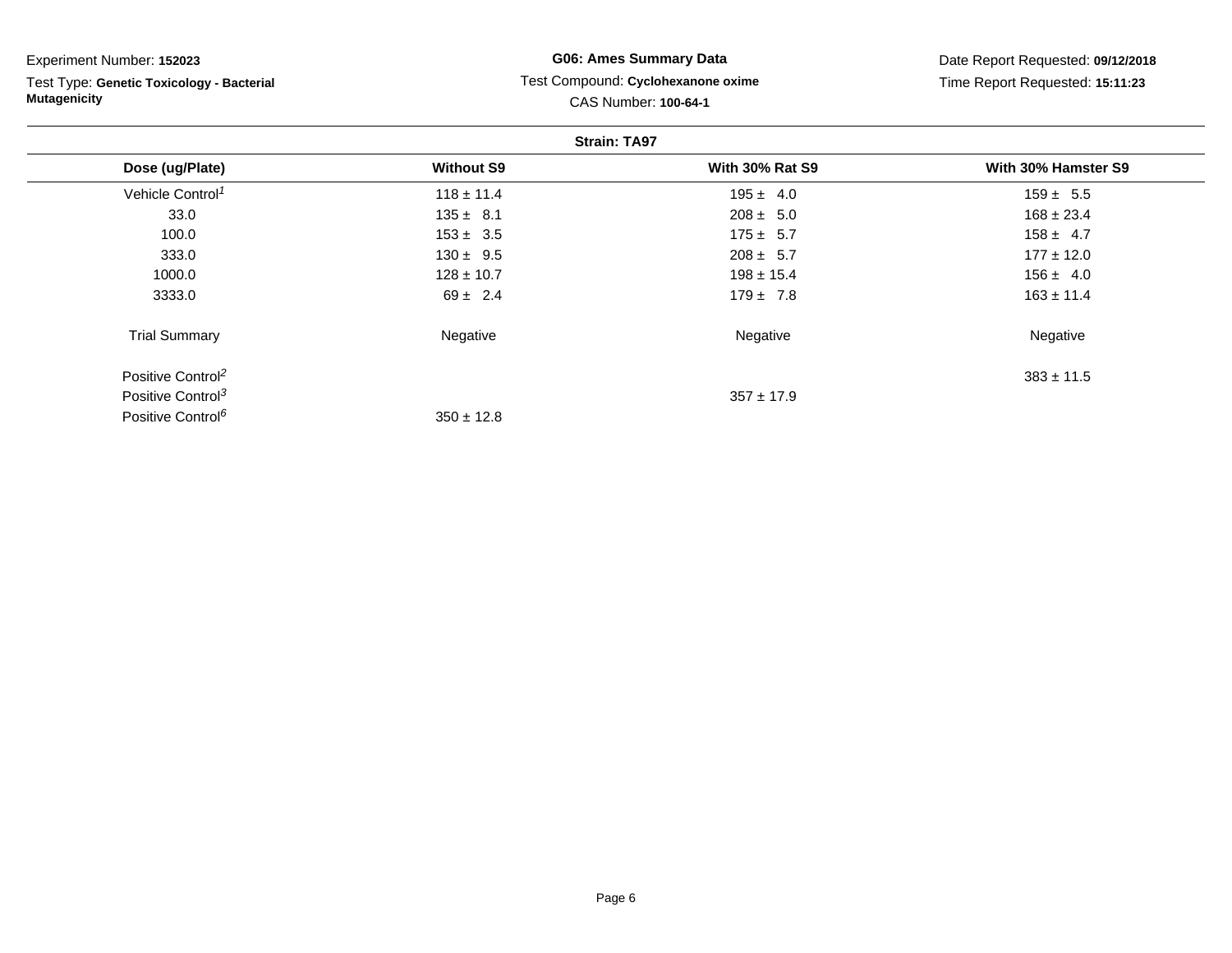Experiment Number: **152023**

Test Type: **Genetic Toxicology - Bacterial Mutagenicity**

**G06: Ames Summary Data**

Test Compound: **Cyclohexanone oxime**

CAS Number: **100-64-1**

Date Report Requested: **09/12/2018**

Time Report Requested: **15:11:23**

**Strain: TA97**

| Dose (ug/Plate) | Without S9 | With 30% Rat S9 | With 30% Hamster S9 |
|---|---|---|---|
| Vehicle Control[1] | 118 ± 11.4 | 195 ± 4.0 | 159 ± 5.5 |
| 33.0 | 135 ± 8.1 | 208 ± 5.0 | 168 ± 23.4 |
| 100.0 | 153 ± 3.5 | 175 ± 5.7 | 158 ± 4.7 |
| 333.0 | 130 ± 9.5 | 208 ± 5.7 | 177 ± 12.0 |
| 1000.0 | 128 ± 10.7 | 198 ± 15.4 | 156 ± 4.0 |
| 3333.0 | 69 ± 2.4 | 179 ± 7.8 | 163 ± 11.4 |
| Trial Summary | Negative | Negative | Negative |
| Positive Control[2] | | | 383 ± 11.5 |
| Positive Control[3] | | 357 ± 17.9 | |
| Positive Control[6] | 350 ± 12.8 | | |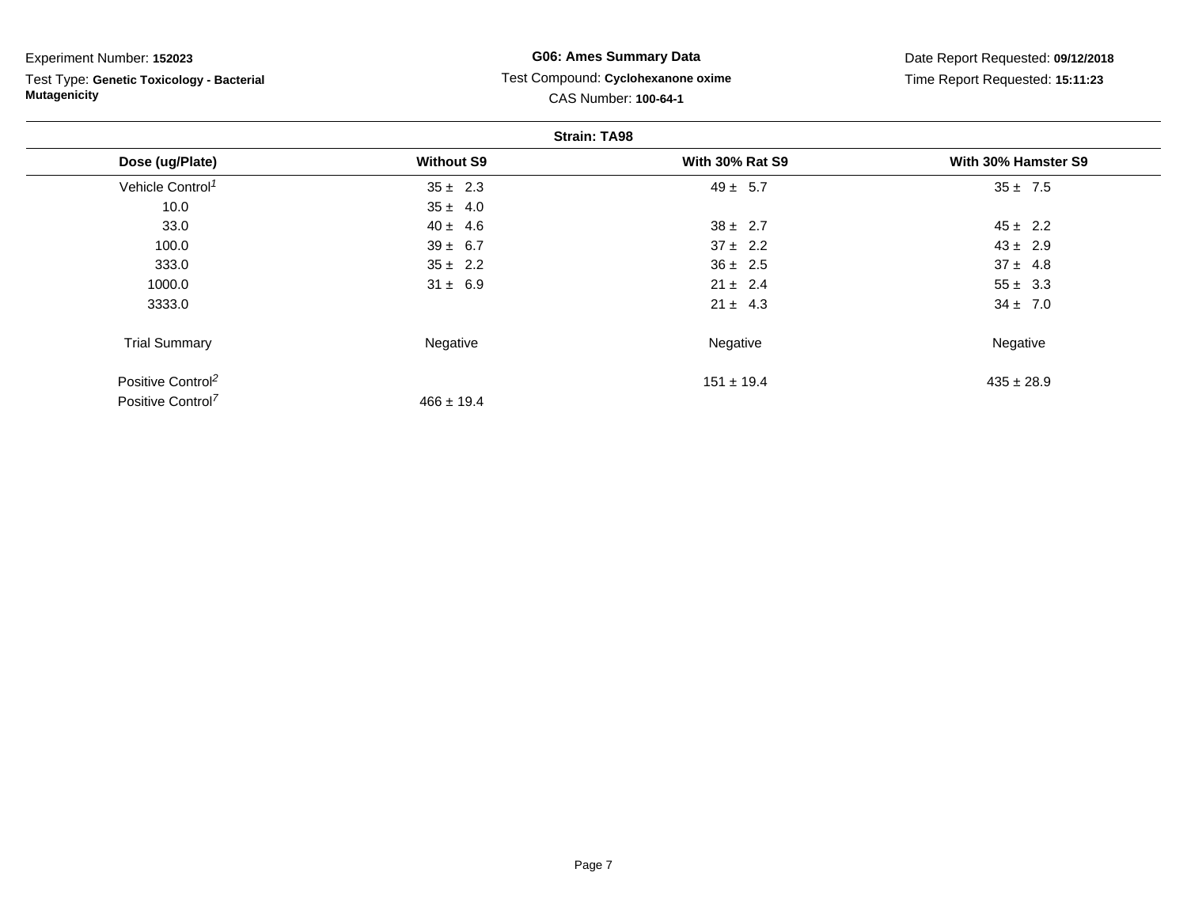Experiment Number: **152023**

Test Type: **Genetic Toxicology - Bacterial Mutagenicity**

**G06: Ames Summary Data**

Test Compound: **Cyclohexanone oxime**

CAS Number: **100-64-1**

Date Report Requested: **09/12/2018**

Time Report Requested: **15:11:23**

**Strain: TA98**

| Dose (ug/Plate) | Without S9 | With 30% Rat S9 | With 30% Hamster S9 |
|---|---|---|---|
| Vehicle Control[1] | 35 ± 2.3 | 49 ± 5.7 | 35 ± 7.5 |
| 10.0 | 35 ± 4.0 | | |
| 33.0 | 40 ± 4.6 | 38 ± 2.7 | 45 ± 2.2 |
| 100.0 | 39 ± 6.7 | 37 ± 2.2 | 43 ± 2.9 |
| 333.0 | 35 ± 2.2 | 36 ± 2.5 | 37 ± 4.8 |
| 1000.0 | 31 ± 6.9 | 21 ± 2.4 | 55 ± 3.3 |
| 3333.0 | | 21 ± 4.3 | 34 ± 7.0 |
| Trial Summary | Negative | Negative | Negative |
| Positive Control[2] | | 151 ± 19.4 | 435 ± 28.9 |
| Positive Control[7] | 466 ± 19.4 | | |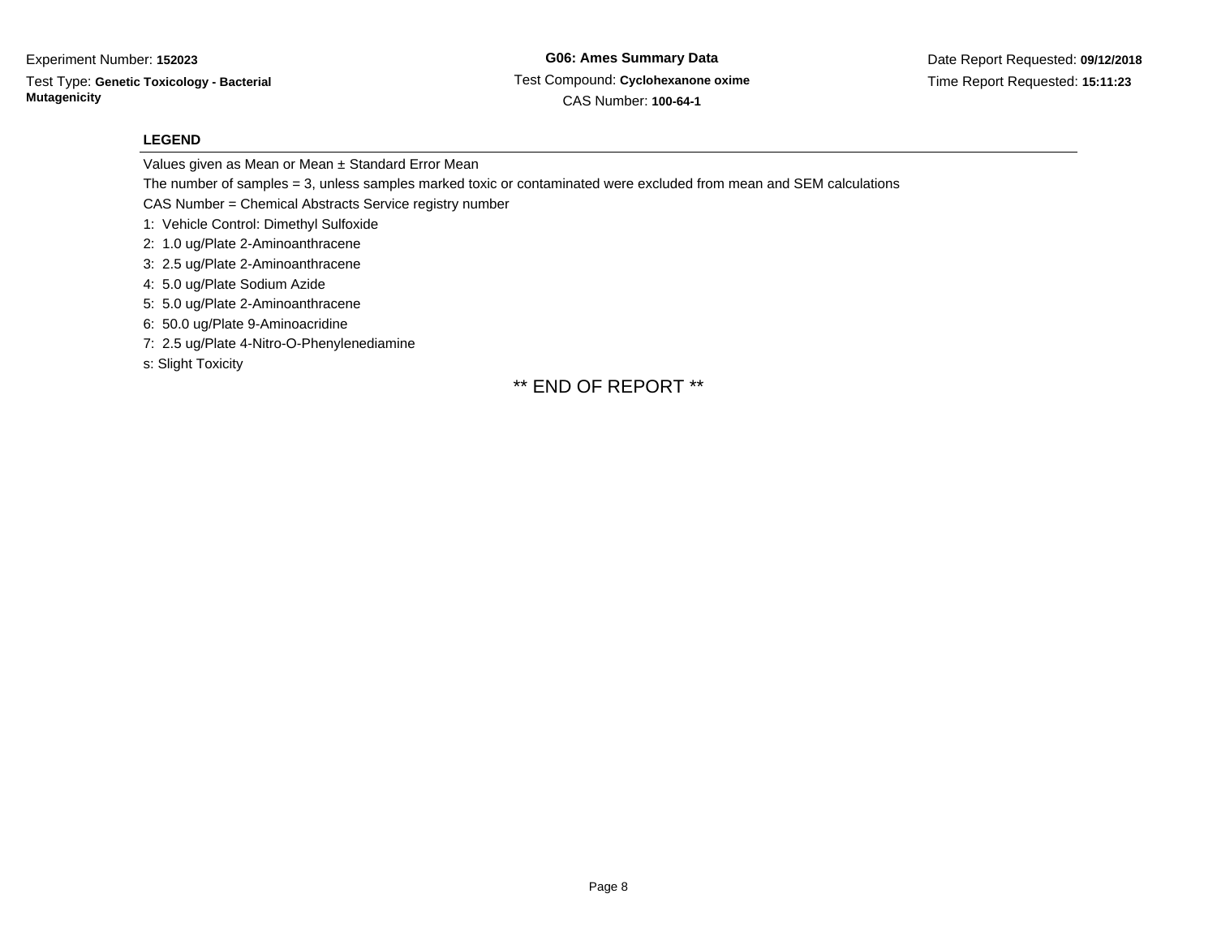Experiment Number: **152023**

Test Type: **Genetic Toxicology - Bacterial Mutagenicity**

**G06: Ames Summary Data**

Test Compound: **Cyclohexanone oxime**

CAS Number: **100-64-1**

Date Report Requested: **09/12/2018**

Time Report Requested: **15:11:23**

**LEGEND**

Values given as Mean or Mean ± Standard Error Mean

The number of samples = 3, unless samples marked toxic or contaminated were excluded from mean and SEM calculations

CAS Number = Chemical Abstracts Service registry number

1: Vehicle Control: Dimethyl Sulfoxide

2: 1.0 ug/Plate 2-Aminoanthracene

3: 2.5 ug/Plate 2-Aminoanthracene

4: 5.0 ug/Plate Sodium Azide

5: 5.0 ug/Plate 2-Aminoanthracene

6: 50.0 ug/Plate 9-Aminoacridine

7: 2.5 ug/Plate 4-Nitro-O-Phenylenediamine

s: Slight Toxicity

** END OF REPORT **